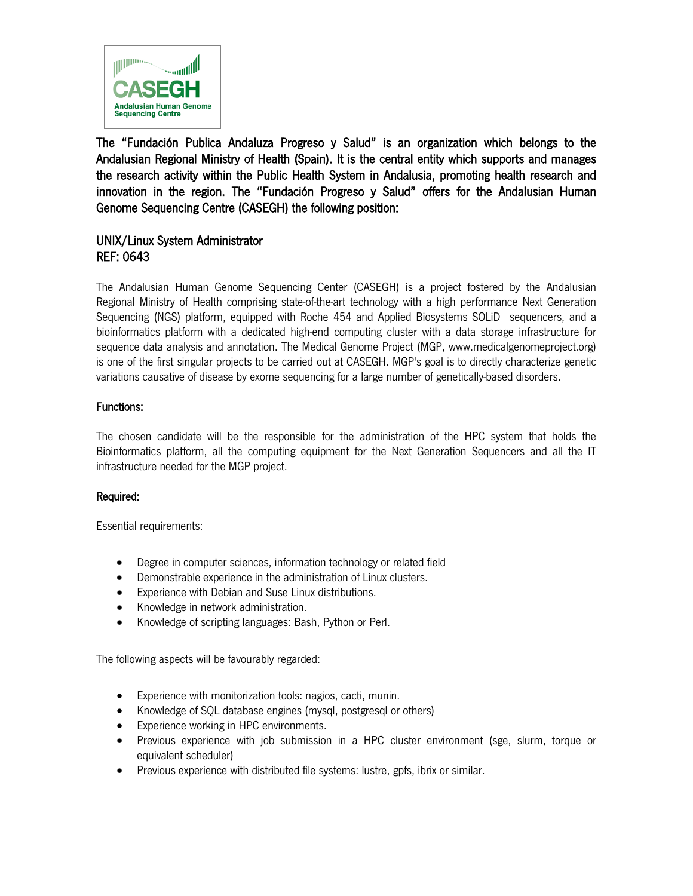CASEGH
Andalusian Human Genome Sequencing Centre

**The "Fundación Publica Andaluza Progreso y Salud" is an organization which belongs to the Andalusian Regional Ministry of Health (Spain). It is the central entity which supports and manages the research activity within the Public Health System in Andalusia, promoting health research and innovation in the region. The "Fundación Progreso y Salud" offers for the Andalusian Human Genome Sequencing Centre (CASEGH) the following position:**

## UNIX/Linux System Administrator
## REF: 0643

The Andalusian Human Genome Sequencing Center (CASEGH) is a project fostered by the Andalusian Regional Ministry of Health comprising state-of-the-art technology with a high performance Next Generation Sequencing (NGS) platform, equipped with Roche 454 and Applied Biosystems SOLiD sequencers, and a bioinformatics platform with a dedicated high-end computing cluster with a data storage infrastructure for sequence data analysis and annotation. The Medical Genome Project (MGP, www.medicalgenomeproject.org) is one of the first singular projects to be carried out at CASEGH. MGP's goal is to directly characterize genetic variations causative of disease by exome sequencing for a large number of genetically-based disorders.

### Functions:

The chosen candidate will be the responsible for the administration of the HPC system that holds the Bioinformatics platform, all the computing equipment for the Next Generation Sequencers and all the IT infrastructure needed for the MGP project.

### Required:

Essential requirements:

- Degree in computer sciences, information technology or related field
- Demonstrable experience in the administration of Linux clusters.
- Experience with Debian and Suse Linux distributions.
- Knowledge in network administration.
- Knowledge of scripting languages: Bash, Python or Perl.

The following aspects will be favourably regarded:

- Experience with monitorization tools: nagios, cacti, munin.
- Knowledge of SQL database engines (mysql, postgresql or others)
- Experience working in HPC environments.
- Previous experience with job submission in a HPC cluster environment (sge, slurm, torque or equivalent scheduler)
- Previous experience with distributed file systems: lustre, gpfs, ibrix or similar.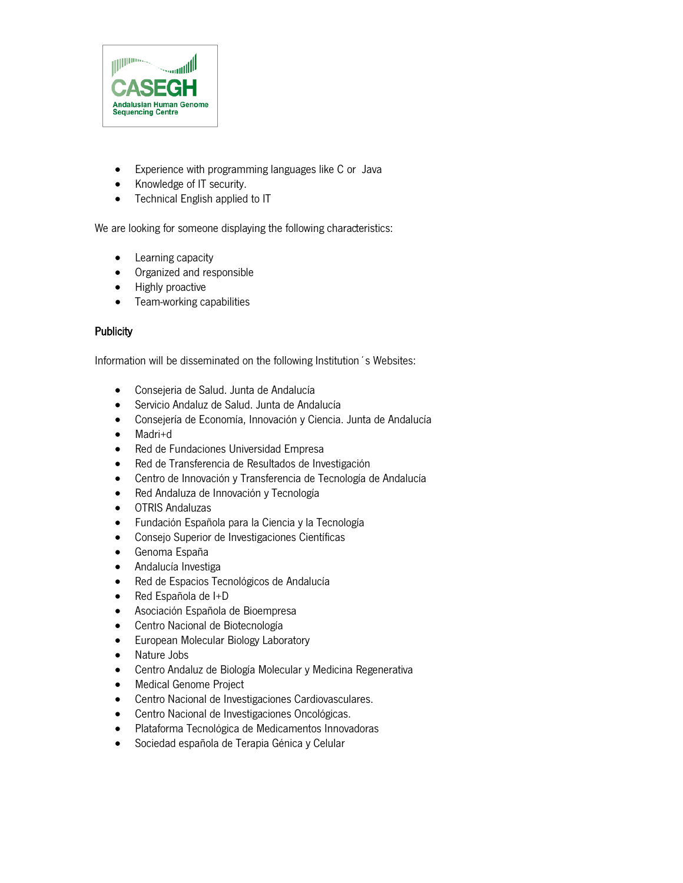- Experience with programming languages like C or Java
- Knowledge of IT security.
- Technical English applied to IT

We are looking for someone displaying the following characteristics:

- Learning capacity
- Organized and responsible
- Highly proactive
- Team-working capabilities

## Publicity

Information will be disseminated on the following Institution´s Websites:

- Consejeria de Salud. Junta de Andalucía
- Servicio Andaluz de Salud. Junta de Andalucía
- Consejería de Economía, Innovación y Ciencia. Junta de Andalucía
- Madri+d
- Red de Fundaciones Universidad Empresa
- Red de Transferencia de Resultados de Investigación
- Centro de Innovación y Transferencia de Tecnología de Andalucía
- Red Andaluza de Innovación y Tecnología
- OTRIS Andaluzas
- Fundación Española para la Ciencia y la Tecnología
- Consejo Superior de Investigaciones Científicas
- Genoma España
- Andalucía Investiga
- Red de Espacios Tecnológicos de Andalucía
- Red Española de I+D
- Asociación Española de Bioempresa
- Centro Nacional de Biotecnología
- European Molecular Biology Laboratory
- Nature Jobs
- Centro Andaluz de Biología Molecular y Medicina Regenerativa
- Medical Genome Project
- Centro Nacional de Investigaciones Cardiovasculares.
- Centro Nacional de Investigaciones Oncológicas.
- Plataforma Tecnológica de Medicamentos Innovadoras
- Sociedad española de Terapia Génica y Celular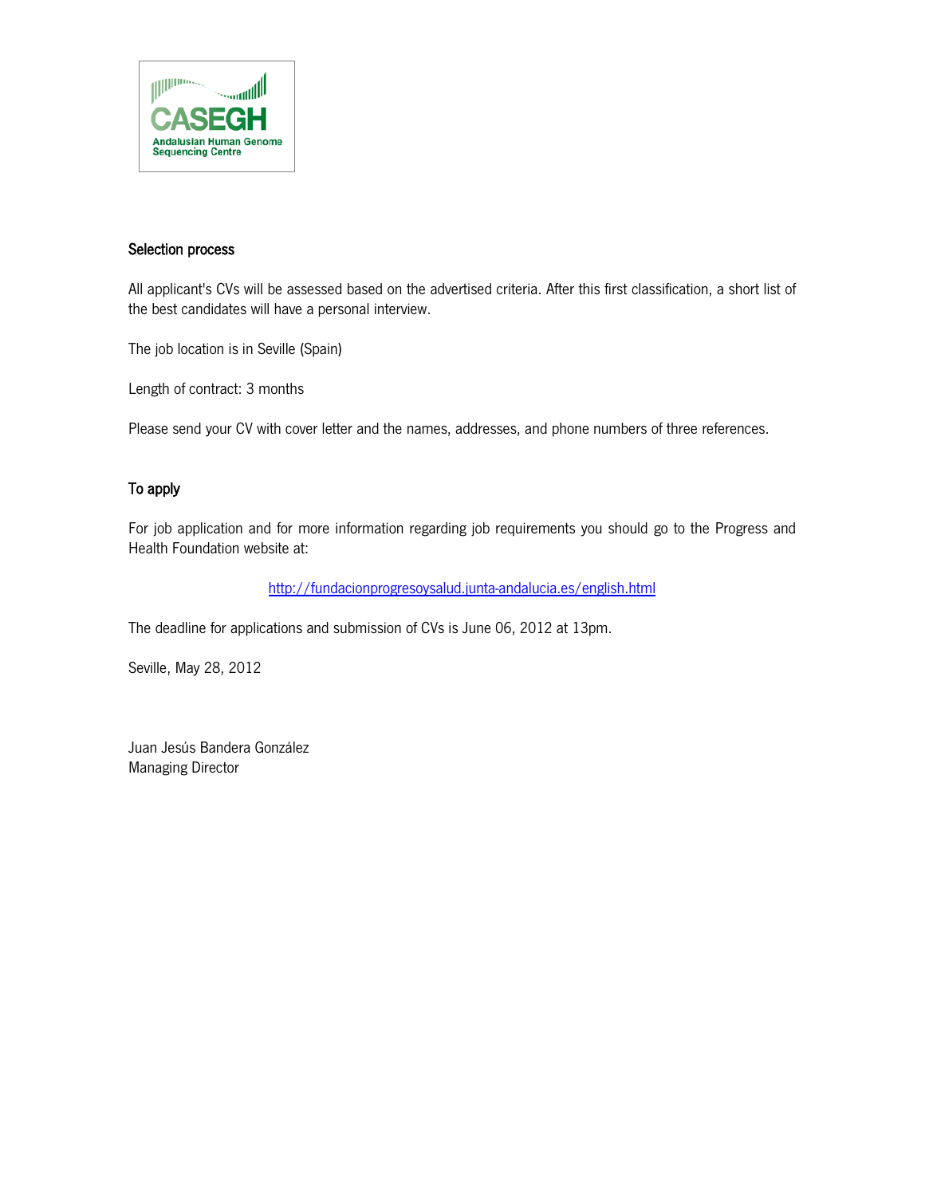CASEGH
Andalusian Human Genome Sequencing Centre

## Selection process

All applicant's CVs will be assessed based on the advertised criteria. After this first classification, a short list of the best candidates will have a personal interview.

The job location is in Seville (Spain)

Length of contract: 3 months

Please send your CV with cover letter and the names, addresses, and phone numbers of three references.

## To apply

For job application and for more information regarding job requirements you should go to the Progress and Health Foundation website at:

http://fundacionprogresoysalud.junta-andalucia.es/english.html

The deadline for applications and submission of CVs is June 06, 2012 at 13pm.

Seville, May 28, 2012

Juan Jesús Bandera González
Managing Director